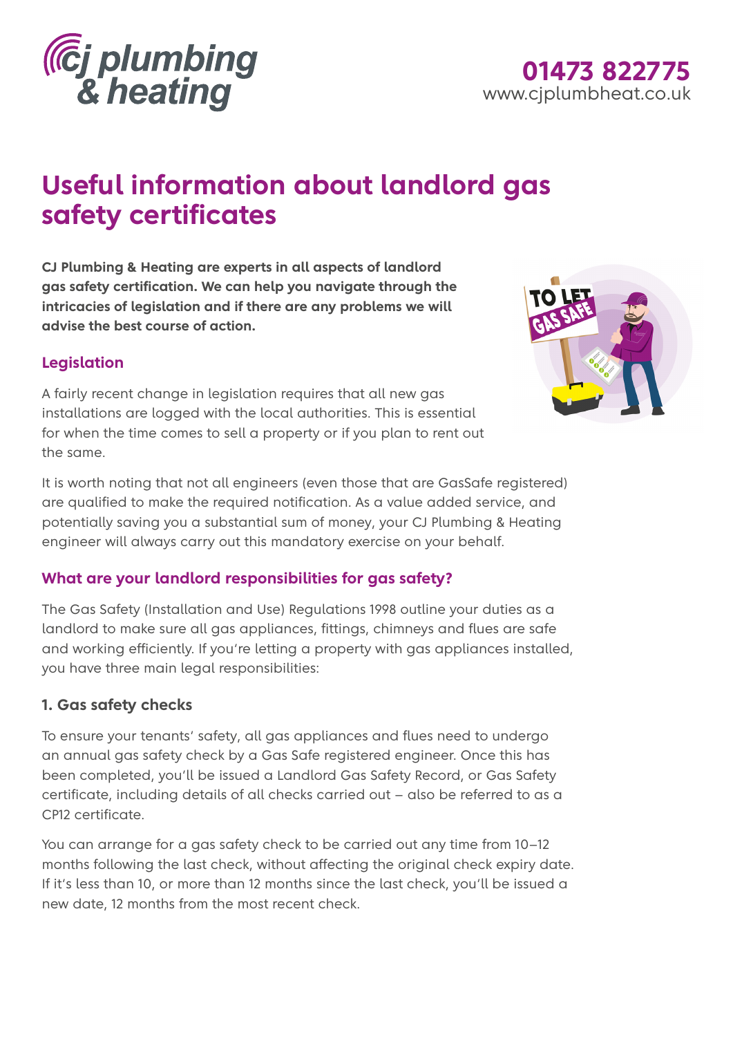cj plumbing & heating

01473 822775
www.cjplumbheat.co.uk

# Useful information about landlord gas safety certificates

**CJ Plumbing & Heating are experts in all aspects of landlord gas safety certification. We can help you navigate through the intricacies of legislation and if there are any problems we will advise the best course of action.**

## Legislation

A fairly recent change in legislation requires that all new gas installations are logged with the local authorities. This is essential for when the time comes to sell a property or if you plan to rent out the same.

It is worth noting that not all engineers (even those that are GasSafe registered) are qualified to make the required notification. As a value added service, and potentially saving you a substantial sum of money, your CJ Plumbing & Heating engineer will always carry out this mandatory exercise on your behalf.

## What are your landlord responsibilities for gas safety?

The Gas Safety (Installation and Use) Regulations 1998 outline your duties as a landlord to make sure all gas appliances, fittings, chimneys and flues are safe and working efficiently. If you're letting a property with gas appliances installed, you have three main legal responsibilities:

### 1. Gas safety checks

To ensure your tenants' safety, all gas appliances and flues need to undergo an annual gas safety check by a Gas Safe registered engineer. Once this has been completed, you'll be issued a Landlord Gas Safety Record, or Gas Safety certificate, including details of all checks carried out – also be referred to as a CP12 certificate.

You can arrange for a gas safety check to be carried out any time from 10–12 months following the last check, without affecting the original check expiry date. If it's less than 10, or more than 12 months since the last check, you'll be issued a new date, 12 months from the most recent check.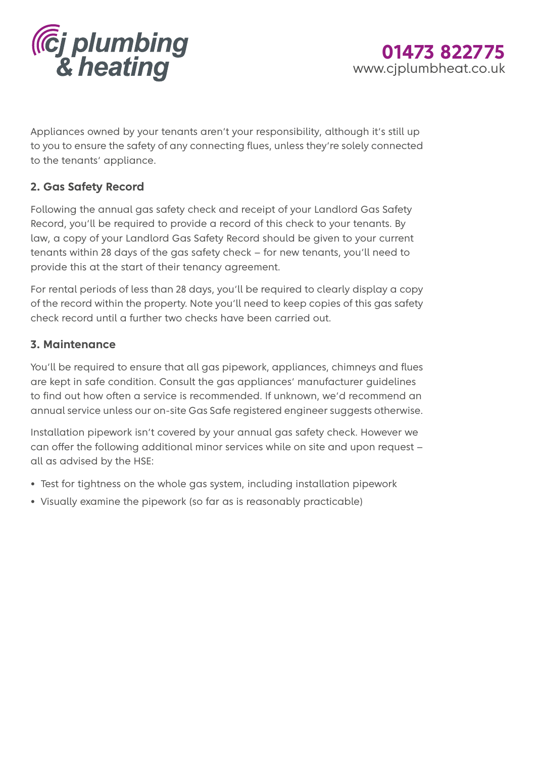Appliances owned by your tenants aren't your responsibility, although it's still up to you to ensure the safety of any connecting flues, unless they're solely connected to the tenants' appliance.

### 2. Gas Safety Record

Following the annual gas safety check and receipt of your Landlord Gas Safety Record, you'll be required to provide a record of this check to your tenants. By law, a copy of your Landlord Gas Safety Record should be given to your current tenants within 28 days of the gas safety check – for new tenants, you'll need to provide this at the start of their tenancy agreement.

For rental periods of less than 28 days, you'll be required to clearly display a copy of the record within the property. Note you'll need to keep copies of this gas safety check record until a further two checks have been carried out.

### 3. Maintenance

You'll be required to ensure that all gas pipework, appliances, chimneys and flues are kept in safe condition. Consult the gas appliances' manufacturer guidelines to find out how often a service is recommended. If unknown, we'd recommend an annual service unless our on-site Gas Safe registered engineer suggests otherwise.

Installation pipework isn't covered by your annual gas safety check. However we can offer the following additional minor services while on site and upon request – all as advised by the HSE:

- Test for tightness on the whole gas system, including installation pipework
- Visually examine the pipework (so far as is reasonably practicable)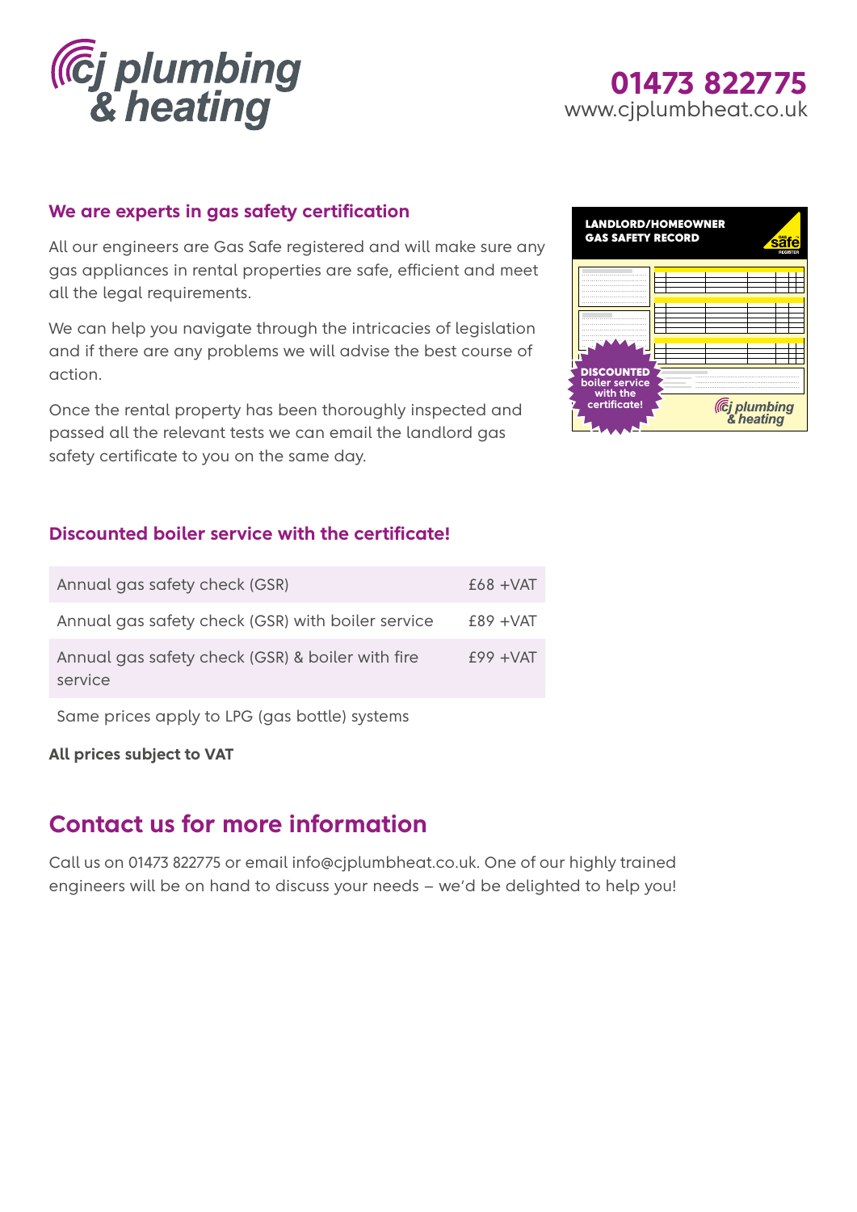cj plumbing & heating

**01473 822775**
www.cjplumbheat.co.uk

### We are experts in gas safety certification

All our engineers are Gas Safe registered and will make sure any gas appliances in rental properties are safe, efficient and meet all the legal requirements.

We can help you navigate through the intricacies of legislation and if there are any problems we will advise the best course of action.

Once the rental property has been thoroughly inspected and passed all the relevant tests we can email the landlord gas safety certificate to you on the same day.

LANDLORD/HOMEOWNER GAS SAFETY RECORD

DISCOUNTED boiler service with the certificate!

### Discounted boiler service with the certificate!

| | |
|---|---|
| Annual gas safety check (GSR) | £68 +VAT |
| Annual gas safety check (GSR) with boiler service | £89 +VAT |
| Annual gas safety check (GSR) & boiler with fire service | £99 +VAT |
| Same prices apply to LPG (gas bottle) systems | |

**All prices subject to VAT**

## Contact us for more information

Call us on 01473 822775 or email info@cjplumbheat.co.uk. One of our highly trained engineers will be on hand to discuss your needs – we'd be delighted to help you!